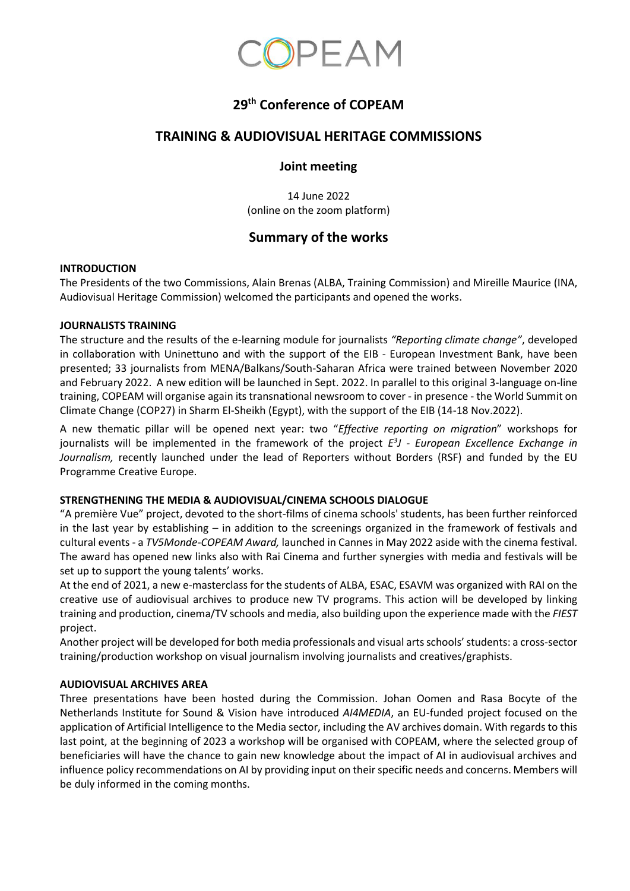# COPEAM

## 29th Conference of COPEAM

## TRAINING & AUDIOVISUAL HERITAGE COMMISSIONS

### Joint meeting

14 June 2022
(online on the zoom platform)

## Summary of the works

**INTRODUCTION**

The Presidents of the two Commissions, Alain Brenas (ALBA, Training Commission) and Mireille Maurice (INA, Audiovisual Heritage Commission) welcomed the participants and opened the works.

**JOURNALISTS TRAINING**

The structure and the results of the e-learning module for journalists *"Reporting climate change"*, developed in collaboration with Uninettuno and with the support of the EIB - European Investment Bank, have been presented; 33 journalists from MENA/Balkans/South-Saharan Africa were trained between November 2020 and February 2022. A new edition will be launched in Sept. 2022. In parallel to this original 3-language on-line training, COPEAM will organise again its transnational newsroom to cover - in presence - the World Summit on Climate Change (COP27) in Sharm El-Sheikh (Egypt), with the support of the EIB (14-18 Nov.2022).

A new thematic pillar will be opened next year: two "*Effective reporting on migration*" workshops for journalists will be implemented in the framework of the project *E³J - European Excellence Exchange in Journalism,* recently launched under the lead of Reporters without Borders (RSF) and funded by the EU Programme Creative Europe.

**STRENGTHENING THE MEDIA & AUDIOVISUAL/CINEMA SCHOOLS DIALOGUE**

"A première Vue" project, devoted to the short-films of cinema schools' students, has been further reinforced in the last year by establishing – in addition to the screenings organized in the framework of festivals and cultural events - a *TV5Monde-COPEAM Award,* launched in Cannes in May 2022 aside with the cinema festival. The award has opened new links also with Rai Cinema and further synergies with media and festivals will be set up to support the young talents' works.

At the end of 2021, a new e-masterclass for the students of ALBA, ESAC, ESAVM was organized with RAI on the creative use of audiovisual archives to produce new TV programs. This action will be developed by linking training and production, cinema/TV schools and media, also building upon the experience made with the *FIEST* project.

Another project will be developed for both media professionals and visual arts schools' students: a cross-sector training/production workshop on visual journalism involving journalists and creatives/graphists.

**AUDIOVISUAL ARCHIVES AREA**

Three presentations have been hosted during the Commission. Johan Oomen and Rasa Bocyte of the Netherlands Institute for Sound & Vision have introduced *AI4MEDIA*, an EU-funded project focused on the application of Artificial Intelligence to the Media sector, including the AV archives domain. With regards to this last point, at the beginning of 2023 a workshop will be organised with COPEAM, where the selected group of beneficiaries will have the chance to gain new knowledge about the impact of AI in audiovisual archives and influence policy recommendations on AI by providing input on their specific needs and concerns. Members will be duly informed in the coming months.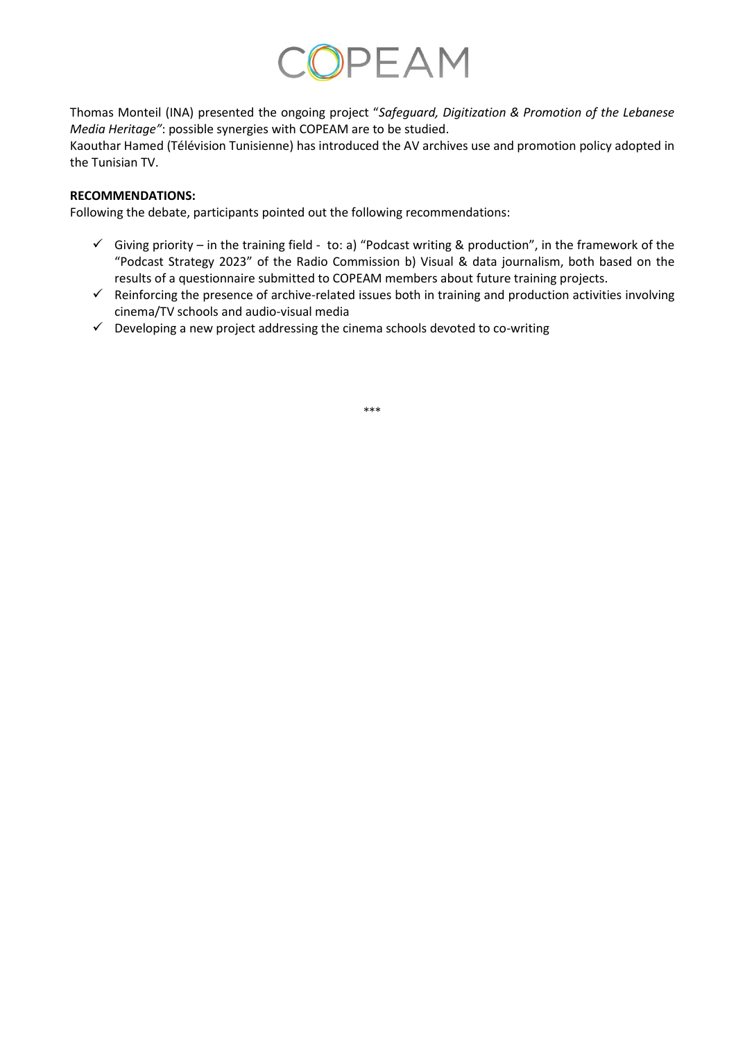Thomas Monteil (INA) presented the ongoing project "*Safeguard, Digitization & Promotion of the Lebanese Media Heritage"*: possible synergies with COPEAM are to be studied.
Kaouthar Hamed (Télévision Tunisienne) has introduced the AV archives use and promotion policy adopted in the Tunisian TV.

**RECOMMENDATIONS:**
Following the debate, participants pointed out the following recommendations:

- ✓ Giving priority – in the training field - to: a) "Podcast writing & production", in the framework of the "Podcast Strategy 2023" of the Radio Commission b) Visual & data journalism, both based on the results of a questionnaire submitted to COPEAM members about future training projects.
- ✓ Reinforcing the presence of archive-related issues both in training and production activities involving cinema/TV schools and audio-visual media
- ✓ Developing a new project addressing the cinema schools devoted to co-writing

\*\*\*